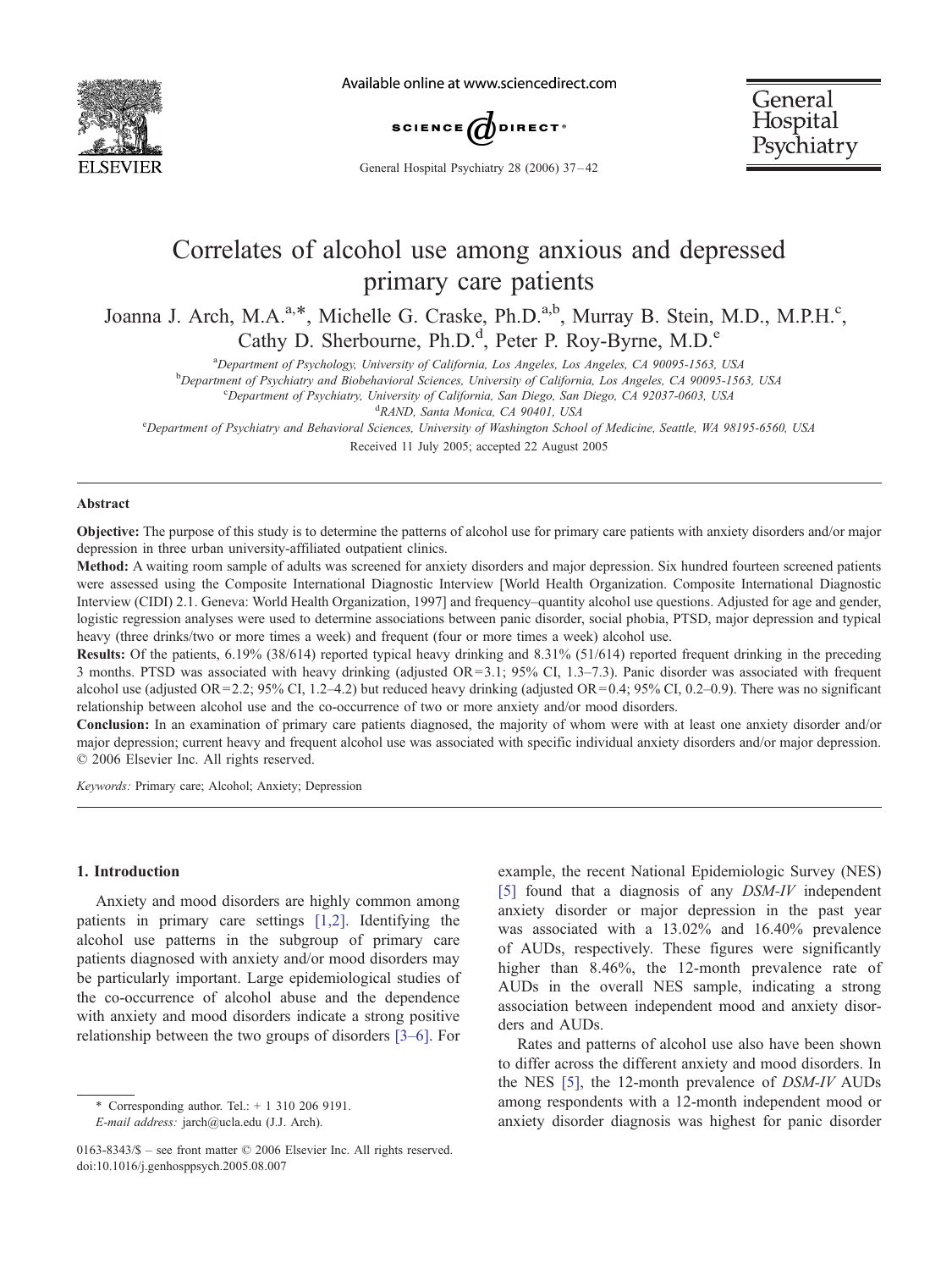# Correlates of alcohol use among anxious and depressed primary care patients

Joanna J. Arch, M.A.[a,*], Michelle G. Craske, Ph.D.[a,b], Murray B. Stein, M.D., M.P.H.[c], Cathy D. Sherbourne, Ph.D.[d], Peter P. Roy-Byrne, M.D.[e]

[a]Department of Psychology, University of California, Los Angeles, Los Angeles, CA 90095-1563, USA

[b]Department of Psychiatry and Biobehavioral Sciences, University of California, Los Angeles, CA 90095-1563, USA

[c]Department of Psychiatry, University of California, San Diego, San Diego, CA 92037-0603, USA

[d]RAND, Santa Monica, CA 90401, USA

[e]Department of Psychiatry and Behavioral Sciences, University of Washington School of Medicine, Seattle, WA 98195-6560, USA

Received 11 July 2005; accepted 22 August 2005

## Abstract

**Objective:** The purpose of this study is to determine the patterns of alcohol use for primary care patients with anxiety disorders and/or major depression in three urban university-affiliated outpatient clinics.

**Method:** A waiting room sample of adults was screened for anxiety disorders and major depression. Six hundred fourteen screened patients were assessed using the Composite International Diagnostic Interview [World Health Organization. Composite International Diagnostic Interview (CIDI) 2.1. Geneva: World Health Organization, 1997] and frequency–quantity alcohol use questions. Adjusted for age and gender, logistic regression analyses were used to determine associations between panic disorder, social phobia, PTSD, major depression and typical heavy (three drinks/two or more times a week) and frequent (four or more times a week) alcohol use.

**Results:** Of the patients, 6.19% (38/614) reported typical heavy drinking and 8.31% (51/614) reported frequent drinking in the preceding 3 months. PTSD was associated with heavy drinking (adjusted OR=3.1; 95% CI, 1.3–7.3). Panic disorder was associated with frequent alcohol use (adjusted OR=2.2; 95% CI, 1.2–4.2) but reduced heavy drinking (adjusted OR=0.4; 95% CI, 0.2–0.9). There was no significant relationship between alcohol use and the co-occurrence of two or more anxiety and/or mood disorders.

**Conclusion:** In an examination of primary care patients diagnosed, the majority of whom were with at least one anxiety disorder and/or major depression; current heavy and frequent alcohol use was associated with specific individual anxiety disorders and/or major depression.

© 2006 Elsevier Inc. All rights reserved.

*Keywords:* Primary care; Alcohol; Anxiety; Depression

## 1. Introduction

Anxiety and mood disorders are highly common among patients in primary care settings [1,2]. Identifying the alcohol use patterns in the subgroup of primary care patients diagnosed with anxiety and/or mood disorders may be particularly important. Large epidemiological studies of the co-occurrence of alcohol abuse and the dependence with anxiety and mood disorders indicate a strong positive relationship between the two groups of disorders [3–6]. For example, the recent National Epidemiologic Survey (NES) [5] found that a diagnosis of any *DSM-IV* independent anxiety disorder or major depression in the past year was associated with a 13.02% and 16.40% prevalence of AUDs, respectively. These figures were significantly higher than 8.46%, the 12-month prevalence rate of AUDs in the overall NES sample, indicating a strong association between independent mood and anxiety disorders and AUDs.

Rates and patterns of alcohol use also have been shown to differ across the different anxiety and mood disorders. In the NES [5], the 12-month prevalence of *DSM-IV* AUDs among respondents with a 12-month independent mood or anxiety disorder diagnosis was highest for panic disorder

\* Corresponding author. Tel.: + 1 310 206 9191.
*E-mail address:* jarch@ucla.edu (J.J. Arch).

0163-8343/$ – see front matter © 2006 Elsevier Inc. All rights reserved.
doi:10.1016/j.genhosppsych.2005.08.007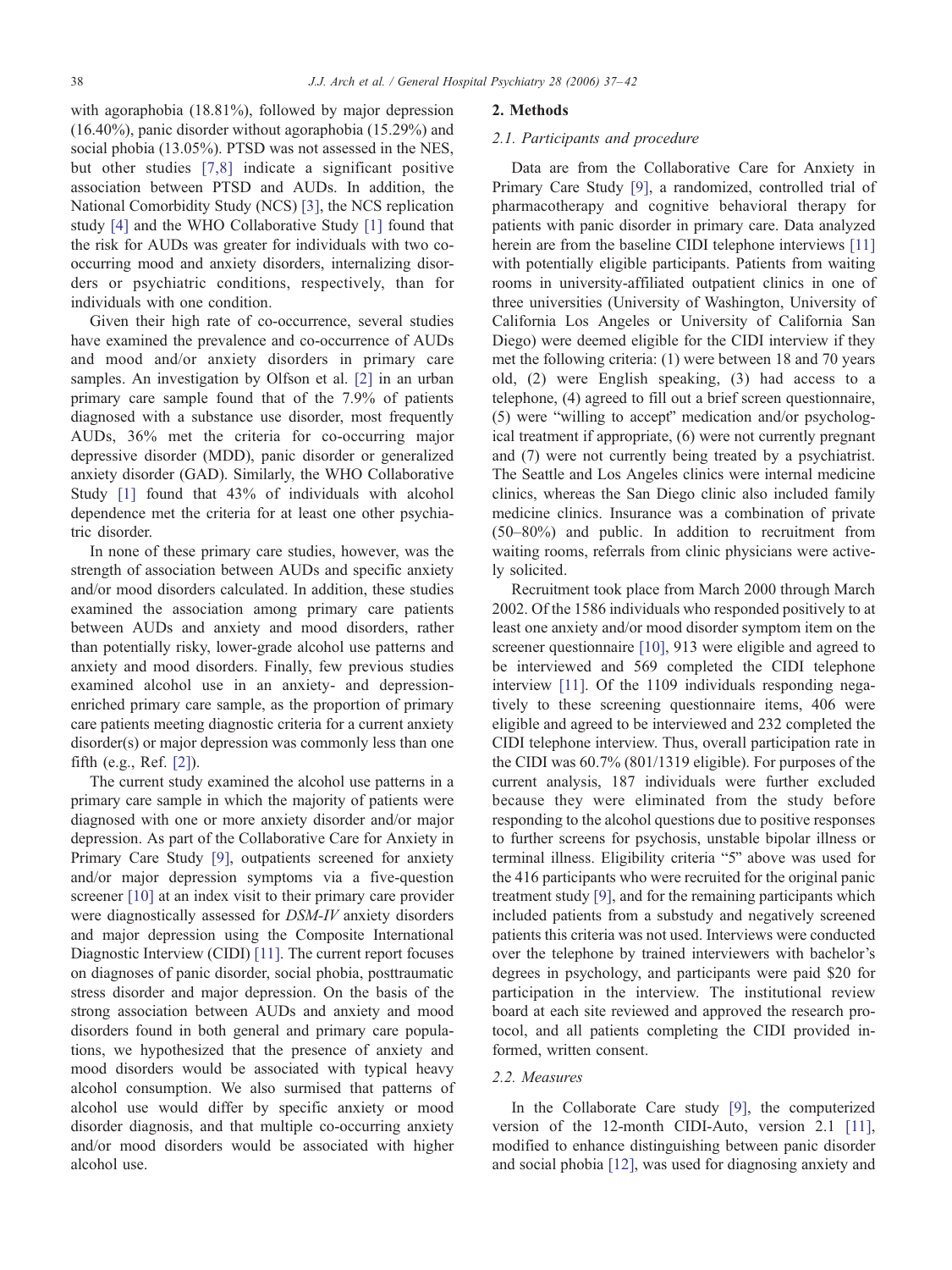with agoraphobia (18.81%), followed by major depression (16.40%), panic disorder without agoraphobia (15.29%) and social phobia (13.05%). PTSD was not assessed in the NES, but other studies [7,8] indicate a significant positive association between PTSD and AUDs. In addition, the National Comorbidity Study (NCS) [3], the NCS replication study [4] and the WHO Collaborative Study [1] found that the risk for AUDs was greater for individuals with two co-occurring mood and anxiety disorders, internalizing disorders or psychiatric conditions, respectively, than for individuals with one condition.

Given their high rate of co-occurrence, several studies have examined the prevalence and co-occurrence of AUDs and mood and/or anxiety disorders in primary care samples. An investigation by Olfson et al. [2] in an urban primary care sample found that of the 7.9% of patients diagnosed with a substance use disorder, most frequently AUDs, 36% met the criteria for co-occurring major depressive disorder (MDD), panic disorder or generalized anxiety disorder (GAD). Similarly, the WHO Collaborative Study [1] found that 43% of individuals with alcohol dependence met the criteria for at least one other psychiatric disorder.

In none of these primary care studies, however, was the strength of association between AUDs and specific anxiety and/or mood disorders calculated. In addition, these studies examined the association among primary care patients between AUDs and anxiety and mood disorders, rather than potentially risky, lower-grade alcohol use patterns and anxiety and mood disorders. Finally, few previous studies examined alcohol use in an anxiety- and depression-enriched primary care sample, as the proportion of primary care patients meeting diagnostic criteria for a current anxiety disorder(s) or major depression was commonly less than one fifth (e.g., Ref. [2]).

The current study examined the alcohol use patterns in a primary care sample in which the majority of patients were diagnosed with one or more anxiety disorder and/or major depression. As part of the Collaborative Care for Anxiety in Primary Care Study [9], outpatients screened for anxiety and/or major depression symptoms via a five-question screener [10] at an index visit to their primary care provider were diagnostically assessed for *DSM-IV* anxiety disorders and major depression using the Composite International Diagnostic Interview (CIDI) [11]. The current report focuses on diagnoses of panic disorder, social phobia, posttraumatic stress disorder and major depression. On the basis of the strong association between AUDs and anxiety and mood disorders found in both general and primary care populations, we hypothesized that the presence of anxiety and mood disorders would be associated with typical heavy alcohol consumption. We also surmised that patterns of alcohol use would differ by specific anxiety or mood disorder diagnosis, and that multiple co-occurring anxiety and/or mood disorders would be associated with higher alcohol use.

## 2. Methods

### 2.1. Participants and procedure

Data are from the Collaborative Care for Anxiety in Primary Care Study [9], a randomized, controlled trial of pharmacotherapy and cognitive behavioral therapy for patients with panic disorder in primary care. Data analyzed herein are from the baseline CIDI telephone interviews [11] with potentially eligible participants. Patients from waiting rooms in university-affiliated outpatient clinics in one of three universities (University of Washington, University of California Los Angeles or University of California San Diego) were deemed eligible for the CIDI interview if they met the following criteria: (1) were between 18 and 70 years old, (2) were English speaking, (3) had access to a telephone, (4) agreed to fill out a brief screen questionnaire, (5) were "willing to accept" medication and/or psychological treatment if appropriate, (6) were not currently pregnant and (7) were not currently being treated by a psychiatrist. The Seattle and Los Angeles clinics were internal medicine clinics, whereas the San Diego clinic also included family medicine clinics. Insurance was a combination of private (50–80%) and public. In addition to recruitment from waiting rooms, referrals from clinic physicians were actively solicited.

Recruitment took place from March 2000 through March 2002. Of the 1586 individuals who responded positively to at least one anxiety and/or mood disorder symptom item on the screener questionnaire [10], 913 were eligible and agreed to be interviewed and 569 completed the CIDI telephone interview [11]. Of the 1109 individuals responding negatively to these screening questionnaire items, 406 were eligible and agreed to be interviewed and 232 completed the CIDI telephone interview. Thus, overall participation rate in the CIDI was 60.7% (801/1319 eligible). For purposes of the current analysis, 187 individuals were further excluded because they were eliminated from the study before responding to the alcohol questions due to positive responses to further screens for psychosis, unstable bipolar illness or terminal illness. Eligibility criteria "5" above was used for the 416 participants who were recruited for the original panic treatment study [9], and for the remaining participants which included patients from a substudy and negatively screened patients this criteria was not used. Interviews were conducted over the telephone by trained interviewers with bachelor's degrees in psychology, and participants were paid $20 for participation in the interview. The institutional review board at each site reviewed and approved the research protocol, and all patients completing the CIDI provided informed, written consent.

### 2.2. Measures

In the Collaborate Care study [9], the computerized version of the 12-month CIDI-Auto, version 2.1 [11], modified to enhance distinguishing between panic disorder and social phobia [12], was used for diagnosing anxiety and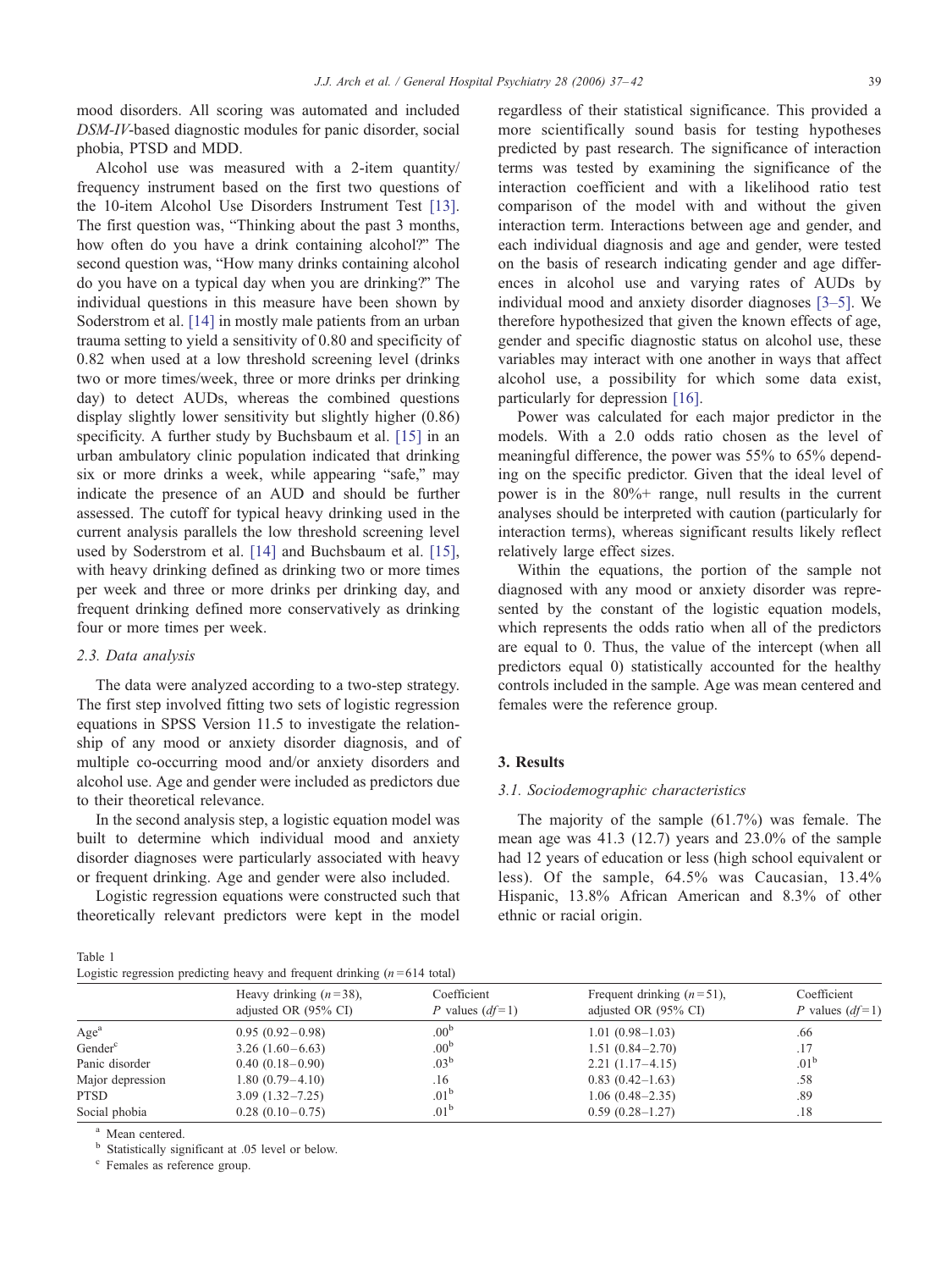mood disorders. All scoring was automated and included *DSM-IV*-based diagnostic modules for panic disorder, social phobia, PTSD and MDD.

Alcohol use was measured with a 2-item quantity/frequency instrument based on the first two questions of the 10-item Alcohol Use Disorders Instrument Test [13]. The first question was, "Thinking about the past 3 months, how often do you have a drink containing alcohol?" The second question was, "How many drinks containing alcohol do you have on a typical day when you are drinking?" The individual questions in this measure have been shown by Soderstrom et al. [14] in mostly male patients from an urban trauma setting to yield a sensitivity of 0.80 and specificity of 0.82 when used at a low threshold screening level (drinks two or more times/week, three or more drinks per drinking day) to detect AUDs, whereas the combined questions display slightly lower sensitivity but slightly higher (0.86) specificity. A further study by Buchsbaum et al. [15] in an urban ambulatory clinic population indicated that drinking six or more drinks a week, while appearing "safe," may indicate the presence of an AUD and should be further assessed. The cutoff for typical heavy drinking used in the current analysis parallels the low threshold screening level used by Soderstrom et al. [14] and Buchsbaum et al. [15], with heavy drinking defined as drinking two or more times per week and three or more drinks per drinking day, and frequent drinking defined more conservatively as drinking four or more times per week.

### 2.3. Data analysis

The data were analyzed according to a two-step strategy. The first step involved fitting two sets of logistic regression equations in SPSS Version 11.5 to investigate the relationship of any mood or anxiety disorder diagnosis, and of multiple co-occurring mood and/or anxiety disorders and alcohol use. Age and gender were included as predictors due to their theoretical relevance.

In the second analysis step, a logistic equation model was built to determine which individual mood and anxiety disorder diagnoses were particularly associated with heavy or frequent drinking. Age and gender were also included.

Logistic regression equations were constructed such that theoretically relevant predictors were kept in the model regardless of their statistical significance. This provided a more scientifically sound basis for testing hypotheses predicted by past research. The significance of interaction terms was tested by examining the significance of the interaction coefficient and with a likelihood ratio test comparison of the model with and without the given interaction term. Interactions between age and gender, and each individual diagnosis and age and gender, were tested on the basis of research indicating gender and age differences in alcohol use and varying rates of AUDs by individual mood and anxiety disorder diagnoses [3–5]. We therefore hypothesized that given the known effects of age, gender and specific diagnostic status on alcohol use, these variables may interact with one another in ways that affect alcohol use, a possibility for which some data exist, particularly for depression [16].

Power was calculated for each major predictor in the models. With a 2.0 odds ratio chosen as the level of meaningful difference, the power was 55% to 65% depending on the specific predictor. Given that the ideal level of power is in the 80%+ range, null results in the current analyses should be interpreted with caution (particularly for interaction terms), whereas significant results likely reflect relatively large effect sizes.

Within the equations, the portion of the sample not diagnosed with any mood or anxiety disorder was represented by the constant of the logistic equation models, which represents the odds ratio when all of the predictors are equal to 0. Thus, the value of the intercept (when all predictors equal 0) statistically accounted for the healthy controls included in the sample. Age was mean centered and females were the reference group.

## 3. Results

### 3.1. Sociodemographic characteristics

The majority of the sample (61.7%) was female. The mean age was 41.3 (12.7) years and 23.0% of the sample had 12 years of education or less (high school equivalent or less). Of the sample, 64.5% was Caucasian, 13.4% Hispanic, 13.8% African American and 8.3% of other ethnic or racial origin.

Table 1
Logistic regression predicting heavy and frequent drinking ($n$ = 614 total)

| | Heavy drinking ($n$ = 38), adjusted OR (95% CI) | Coefficient $P$ values ($df$ = 1) | Frequent drinking ($n$ = 51), adjusted OR (95% CI) | Coefficient $P$ values ($df$ = 1) |
|---|---|---|---|---|
| Age[a] | 0.95 (0.92–0.98) | .00[b] | 1.01 (0.98–1.03) | .66 |
| Gender[c] | 3.26 (1.60–6.63) | .00[b] | 1.51 (0.84–2.70) | .17 |
| Panic disorder | 0.40 (0.18–0.90) | .03[b] | 2.21 (1.17–4.15) | .01[b] |
| Major depression | 1.80 (0.79–4.10) | .16 | 0.83 (0.42–1.63) | .58 |
| PTSD | 3.09 (1.32–7.25) | .01[b] | 1.06 (0.48–2.35) | .89 |
| Social phobia | 0.28 (0.10–0.75) | .01[b] | 0.59 (0.28–1.27) | .18 |

[a] Mean centered.
[b] Statistically significant at .05 level or below.
[c] Females as reference group.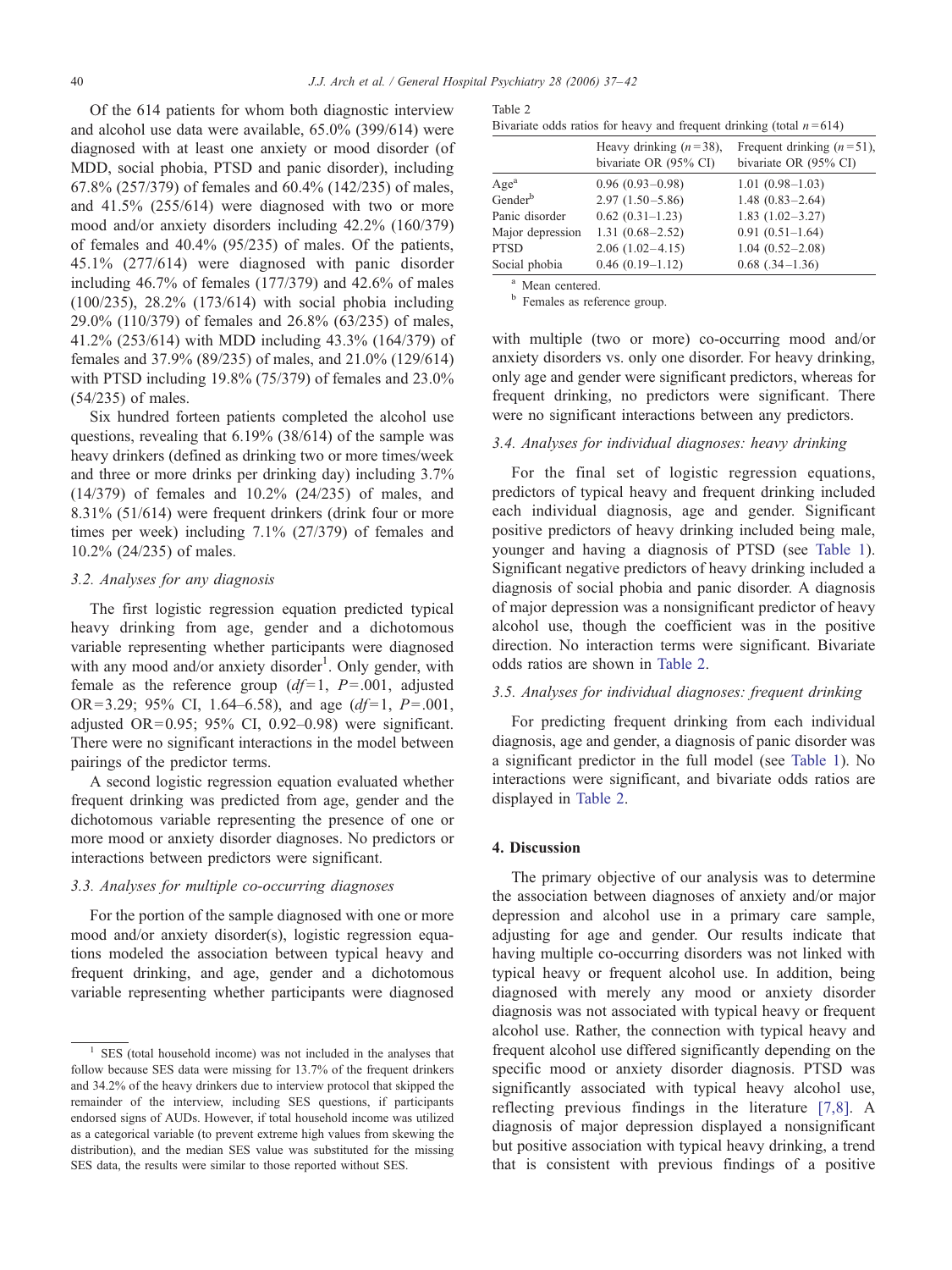Of the 614 patients for whom both diagnostic interview and alcohol use data were available, 65.0% (399/614) were diagnosed with at least one anxiety or mood disorder (of MDD, social phobia, PTSD and panic disorder), including 67.8% (257/379) of females and 60.4% (142/235) of males, and 41.5% (255/614) were diagnosed with two or more mood and/or anxiety disorders including 42.2% (160/379) of females and 40.4% (95/235) of males. Of the patients, 45.1% (277/614) were diagnosed with panic disorder including 46.7% of females (177/379) and 42.6% of males (100/235), 28.2% (173/614) with social phobia including 29.0% (110/379) of females and 26.8% (63/235) of males, 41.2% (253/614) with MDD including 43.3% (164/379) of females and 37.9% (89/235) of males, and 21.0% (129/614) with PTSD including 19.8% (75/379) of females and 23.0% (54/235) of males.

Six hundred fourteen patients completed the alcohol use questions, revealing that 6.19% (38/614) of the sample was heavy drinkers (defined as drinking two or more times/week and three or more drinks per drinking day) including 3.7% (14/379) of females and 10.2% (24/235) of males, and 8.31% (51/614) were frequent drinkers (drink four or more times per week) including 7.1% (27/379) of females and 10.2% (24/235) of males.

### 3.2. Analyses for any diagnosis

The first logistic regression equation predicted typical heavy drinking from age, gender and a dichotomous variable representing whether participants were diagnosed with any mood and/or anxiety disorder[1]. Only gender, with female as the reference group ($df=1$, $P=.001$, adjusted OR=3.29; 95% CI, 1.64–6.58), and age ($df=1$, $P=.001$, adjusted OR=0.95; 95% CI, 0.92–0.98) were significant. There were no significant interactions in the model between pairings of the predictor terms.

A second logistic regression equation evaluated whether frequent drinking was predicted from age, gender and the dichotomous variable representing the presence of one or more mood or anxiety disorder diagnoses. No predictors or interactions between predictors were significant.

### 3.3. Analyses for multiple co-occurring diagnoses

For the portion of the sample diagnosed with one or more mood and/or anxiety disorder(s), logistic regression equations modeled the association between typical heavy and frequent drinking, and age, gender and a dichotomous variable representing whether participants were diagnosed with multiple (two or more) co-occurring mood and/or anxiety disorders vs. only one disorder. For heavy drinking, only age and gender were significant predictors, whereas for frequent drinking, no predictors were significant. There were no significant interactions between any predictors.

### 3.4. Analyses for individual diagnoses: heavy drinking

For the final set of logistic regression equations, predictors of typical heavy and frequent drinking included each individual diagnosis, age and gender. Significant positive predictors of heavy drinking included being male, younger and having a diagnosis of PTSD (see Table 1). Significant negative predictors of heavy drinking included a diagnosis of social phobia and panic disorder. A diagnosis of major depression was a nonsignificant predictor of heavy alcohol use, though the coefficient was in the positive direction. No interaction terms were significant. Bivariate odds ratios are shown in Table 2.

### 3.5. Analyses for individual diagnoses: frequent drinking

For predicting frequent drinking from each individual diagnosis, age and gender, a diagnosis of panic disorder was a significant predictor in the full model (see Table 1). No interactions were significant, and bivariate odds ratios are displayed in Table 2.

Table 2
Bivariate odds ratios for heavy and frequent drinking (total $n=614$)

| | Heavy drinking ($n=38$), bivariate OR (95% CI) | Frequent drinking ($n=51$), bivariate OR (95% CI) |
|---|---|---|
| Age[a] | 0.96 (0.93–0.98) | 1.01 (0.98–1.03) |
| Gender[b] | 2.97 (1.50–5.86) | 1.48 (0.83–2.64) |
| Panic disorder | 0.62 (0.31–1.23) | 1.83 (1.02–3.27) |
| Major depression | 1.31 (0.68–2.52) | 0.91 (0.51–1.64) |
| PTSD | 2.06 (1.02–4.15) | 1.04 (0.52–2.08) |
| Social phobia | 0.46 (0.19–1.12) | 0.68 (.34–1.36) |

[a] Mean centered.

[b] Females as reference group.

## 4. Discussion

The primary objective of our analysis was to determine the association between diagnoses of anxiety and/or major depression and alcohol use in a primary care sample, adjusting for age and gender. Our results indicate that having multiple co-occurring disorders was not linked with typical heavy or frequent alcohol use. In addition, being diagnosed with merely any mood or anxiety disorder diagnosis was not associated with typical heavy or frequent alcohol use. Rather, the connection with typical heavy and frequent alcohol use differed significantly depending on the specific mood or anxiety disorder diagnosis. PTSD was significantly associated with typical heavy alcohol use, reflecting previous findings in the literature [7,8]. A diagnosis of major depression displayed a nonsignificant but positive association with typical heavy drinking, a trend that is consistent with previous findings of a positive

[1] SES (total household income) was not included in the analyses that follow because SES data were missing for 13.7% of the frequent drinkers and 34.2% of the heavy drinkers due to interview protocol that skipped the remainder of the interview, including SES questions, if participants endorsed signs of AUDs. However, if total household income was utilized as a categorical variable (to prevent extreme high values from skewing the distribution), and the median SES value was substituted for the missing SES data, the results were similar to those reported without SES.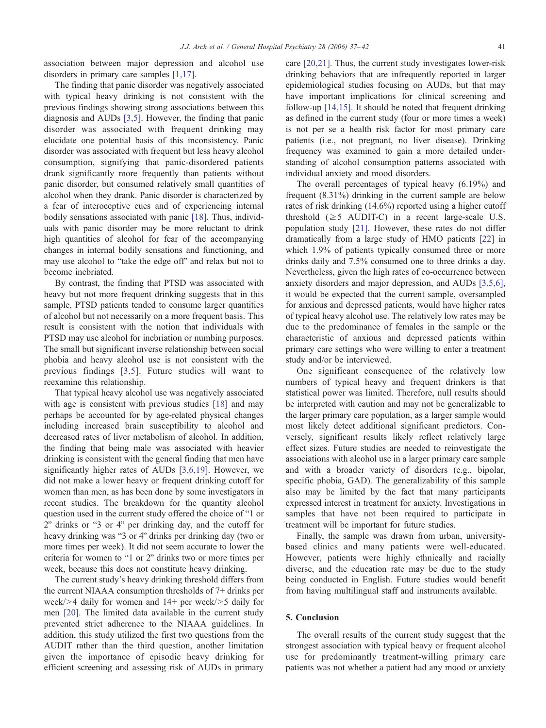association between major depression and alcohol use disorders in primary care samples [1,17].

The finding that panic disorder was negatively associated with typical heavy drinking is not consistent with the previous findings showing strong associations between this diagnosis and AUDs [3,5]. However, the finding that panic disorder was associated with frequent drinking may elucidate one potential basis of this inconsistency. Panic disorder was associated with frequent but less heavy alcohol consumption, signifying that panic-disordered patients drank significantly more frequently than patients without panic disorder, but consumed relatively small quantities of alcohol when they drank. Panic disorder is characterized by a fear of interoceptive cues and of experiencing internal bodily sensations associated with panic [18]. Thus, individuals with panic disorder may be more reluctant to drink high quantities of alcohol for fear of the accompanying changes in internal bodily sensations and functioning, and may use alcohol to "take the edge off" and relax but not to become inebriated.

By contrast, the finding that PTSD was associated with heavy but not more frequent drinking suggests that in this sample, PTSD patients tended to consume larger quantities of alcohol but not necessarily on a more frequent basis. This result is consistent with the notion that individuals with PTSD may use alcohol for inebriation or numbing purposes. The small but significant inverse relationship between social phobia and heavy alcohol use is not consistent with the previous findings [3,5]. Future studies will want to reexamine this relationship.

That typical heavy alcohol use was negatively associated with age is consistent with previous studies [18] and may perhaps be accounted for by age-related physical changes including increased brain susceptibility to alcohol and decreased rates of liver metabolism of alcohol. In addition, the finding that being male was associated with heavier drinking is consistent with the general finding that men have significantly higher rates of AUDs [3,6,19]. However, we did not make a lower heavy or frequent drinking cutoff for women than men, as has been done by some investigators in recent studies. The breakdown for the quantity alcohol question used in the current study offered the choice of "1 or 2" drinks or "3 or 4" per drinking day, and the cutoff for heavy drinking was "3 or 4" drinks per drinking day (two or more times per week). It did not seem accurate to lower the criteria for women to "1 or 2" drinks two or more times per week, because this does not constitute heavy drinking.

The current study's heavy drinking threshold differs from the current NIAAA consumption thresholds of 7+ drinks per week/>4 daily for women and 14+ per week/>5 daily for men [20]. The limited data available in the current study prevented strict adherence to the NIAAA guidelines. In addition, this study utilized the first two questions from the AUDIT rather than the third question, another limitation given the importance of episodic heavy drinking for efficient screening and assessing risk of AUDs in primary care [20,21]. Thus, the current study investigates lower-risk drinking behaviors that are infrequently reported in larger epidemiological studies focusing on AUDs, but that may have important implications for clinical screening and follow-up [14,15]. It should be noted that frequent drinking as defined in the current study (four or more times a week) is not per se a health risk factor for most primary care patients (i.e., not pregnant, no liver disease). Drinking frequency was examined to gain a more detailed understanding of alcohol consumption patterns associated with individual anxiety and mood disorders.

The overall percentages of typical heavy (6.19%) and frequent (8.31%) drinking in the current sample are below rates of risk drinking (14.6%) reported using a higher cutoff threshold ($\geq 5$ AUDIT-C) in a recent large-scale U.S. population study [21]. However, these rates do not differ dramatically from a large study of HMO patients [22] in which 1.9% of patients typically consumed three or more drinks daily and 7.5% consumed one to three drinks a day. Nevertheless, given the high rates of co-occurrence between anxiety disorders and major depression, and AUDs [3,5,6], it would be expected that the current sample, oversampled for anxious and depressed patients, would have higher rates of typical heavy alcohol use. The relatively low rates may be due to the predominance of females in the sample or the characteristic of anxious and depressed patients within primary care settings who were willing to enter a treatment study and/or be interviewed.

One significant consequence of the relatively low numbers of typical heavy and frequent drinkers is that statistical power was limited. Therefore, null results should be interpreted with caution and may not be generalizable to the larger primary care population, as a larger sample would most likely detect additional significant predictors. Conversely, significant results likely reflect relatively large effect sizes. Future studies are needed to reinvestigate the associations with alcohol use in a larger primary care sample and with a broader variety of disorders (e.g., bipolar, specific phobia, GAD). The generalizability of this sample also may be limited by the fact that many participants expressed interest in treatment for anxiety. Investigations in samples that have not been required to participate in treatment will be important for future studies.

Finally, the sample was drawn from urban, university-based clinics and many patients were well-educated. However, patients were highly ethnically and racially diverse, and the education rate may be due to the study being conducted in English. Future studies would benefit from having multilingual staff and instruments available.

## 5. Conclusion

The overall results of the current study suggest that the strongest association with typical heavy or frequent alcohol use for predominantly treatment-willing primary care patients was not whether a patient had any mood or anxiety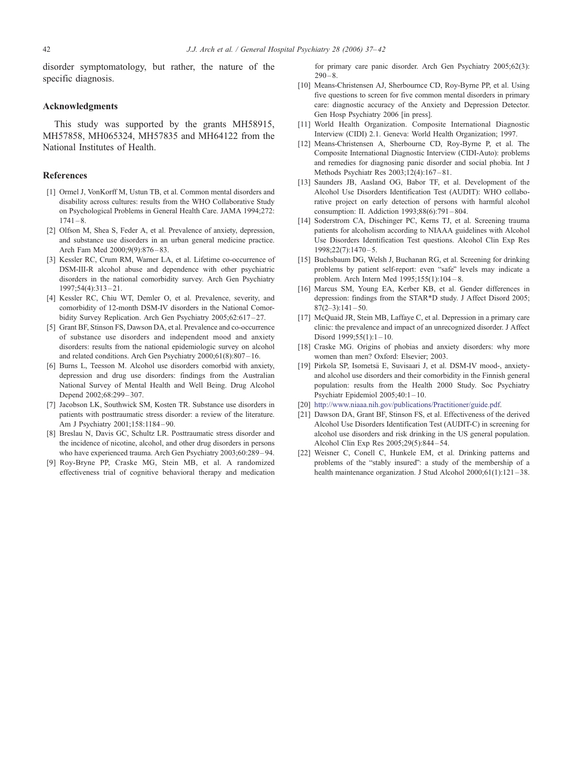disorder symptomatology, but rather, the nature of the specific diagnosis.

## Acknowledgments

This study was supported by the grants MH58915, MH57858, MH065324, MH57835 and MH64122 from the National Institutes of Health.

## References

[1] Ormel J, VonKorff M, Ustun TB, et al. Common mental disorders and disability across cultures: results from the WHO Collaborative Study on Psychological Problems in General Health Care. JAMA 1994;272: 1741 – 8.

[2] Olfson M, Shea S, Feder A, et al. Prevalence of anxiety, depression, and substance use disorders in an urban general medicine practice. Arch Fam Med 2000;9(9):876 – 83.

[3] Kessler RC, Crum RM, Warner LA, et al. Lifetime co-occurrence of DSM-III-R alcohol abuse and dependence with other psychiatric disorders in the national comorbidity survey. Arch Gen Psychiatry 1997;54(4):313 – 21.

[4] Kessler RC, Chiu WT, Demler O, et al. Prevalence, severity, and comorbidity of 12-month DSM-IV disorders in the National Comorbidity Survey Replication. Arch Gen Psychiatry 2005;62:617 – 27.

[5] Grant BF, Stinson FS, Dawson DA, et al. Prevalence and co-occurrence of substance use disorders and independent mood and anxiety disorders: results from the national epidemiologic survey on alcohol and related conditions. Arch Gen Psychiatry 2000;61(8):807 – 16.

[6] Burns L, Teesson M. Alcohol use disorders comorbid with anxiety, depression and drug use disorders: findings from the Australian National Survey of Mental Health and Well Being. Drug Alcohol Depend 2002;68:299 – 307.

[7] Jacobson LK, Southwick SM, Kosten TR. Substance use disorders in patients with posttraumatic stress disorder: a review of the literature. Am J Psychiatry 2001;158:1184 – 90.

[8] Breslau N, Davis GC, Schultz LR. Posttraumatic stress disorder and the incidence of nicotine, alcohol, and other drug disorders in persons who have experienced trauma. Arch Gen Psychiatry 2003;60:289 – 94.

[9] Roy-Bryne PP, Craske MG, Stein MB, et al. A randomized effectiveness trial of cognitive behavioral therapy and medication for primary care panic disorder. Arch Gen Psychiatry 2005;62(3): 290 – 8.

[10] Means-Christensen AJ, Sherbournce CD, Roy-Byrne PP, et al. Using five questions to screen for five common mental disorders in primary care: diagnostic accuracy of the Anxiety and Depression Detector. Gen Hosp Psychiatry 2006 [in press].

[11] World Health Organization. Composite International Diagnostic Interview (CIDI) 2.1. Geneva: World Health Organization; 1997.

[12] Means-Christensen A, Sherbourne CD, Roy-Byrne P, et al. The Composite International Diagnostic Interview (CIDI-Auto): problems and remedies for diagnosing panic disorder and social phobia. Int J Methods Psychiatr Res 2003;12(4):167 – 81.

[13] Saunders JB, Aasland OG, Babor TF, et al. Development of the Alcohol Use Disorders Identification Test (AUDIT): WHO collaborative project on early detection of persons with harmful alcohol consumption: II. Addiction 1993;88(6):791 – 804.

[14] Soderstrom CA, Dischinger PC, Kerns TJ, et al. Screening trauma patients for alcoholism according to NIAAA guidelines with Alcohol Use Disorders Identification Test questions. Alcohol Clin Exp Res 1998;22(7):1470 – 5.

[15] Buchsbaum DG, Welsh J, Buchanan RG, et al. Screening for drinking problems by patient self-report: even "safe" levels may indicate a problem. Arch Intern Med 1995;155(1):104 – 8.

[16] Marcus SM, Young EA, Kerber KB, et al. Gender differences in depression: findings from the STAR*D study. J Affect Disord 2005; 87(2–3):141 – 50.

[17] McQuaid JR, Stein MB, Laffaye C, et al. Depression in a primary care clinic: the prevalence and impact of an unrecognized disorder. J Affect Disord 1999;55(1):1 – 10.

[18] Craske MG. Origins of phobias and anxiety disorders: why more women than men? Oxford: Elsevier; 2003.

[19] Pirkola SP, Isometsä E, Suvisaari J, et al. DSM-IV mood-, anxiety- and alcohol use disorders and their comorbidity in the Finnish general population: results from the Health 2000 Study. Soc Psychiatry Psychiatr Epidemiol 2005;40:1 – 10.

[20] http://www.niaaa.nih.gov/publications/Practitioner/guide.pdf.

[21] Dawson DA, Grant BF, Stinson FS, et al. Effectiveness of the derived Alcohol Use Disorders Identification Test (AUDIT-C) in screening for alcohol use disorders and risk drinking in the US general population. Alcohol Clin Exp Res 2005;29(5):844 – 54.

[22] Weisner C, Conell C, Hunkele EM, et al. Drinking patterns and problems of the "stably insured": a study of the membership of a health maintenance organization. J Stud Alcohol 2000;61(1):121 – 38.